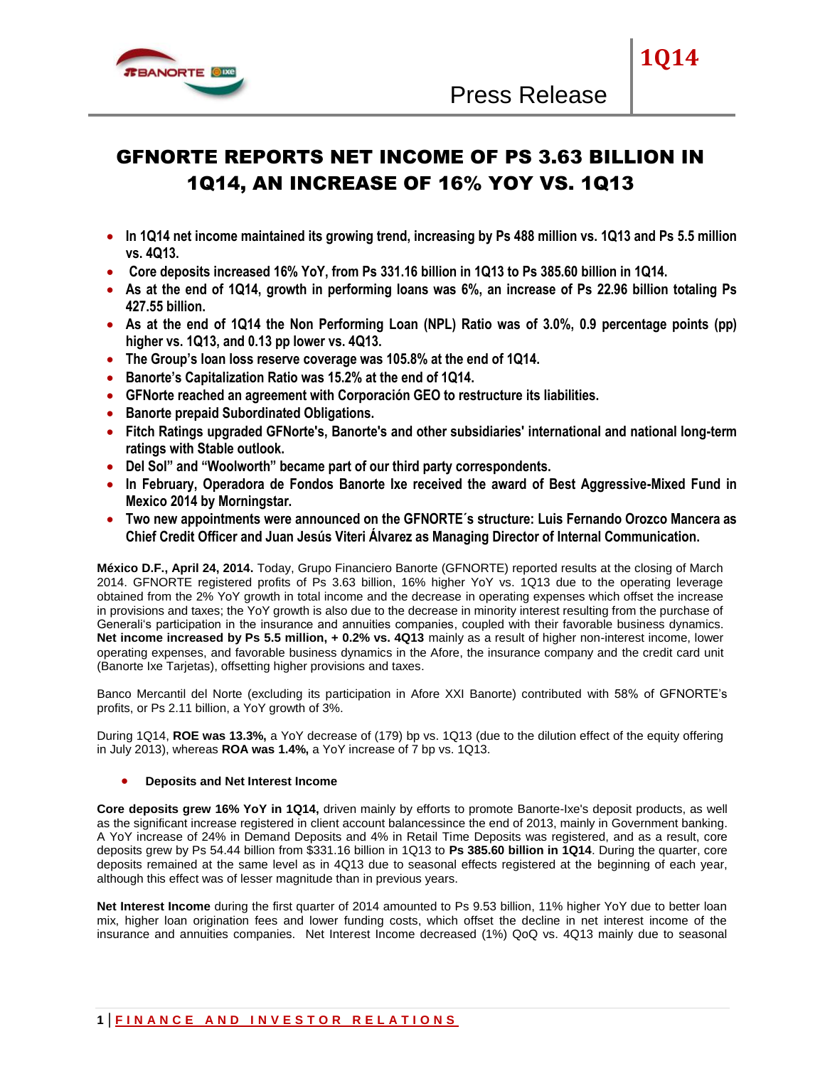# GFNORTE REPORTS NET INCOME OF PS 3.63 BILLION IN 1Q14, AN INCREASE OF 16% YOY VS. 1Q13

- **In 1Q14 net income maintained its growing trend, increasing by Ps 488 million vs. 1Q13 and Ps 5.5 million vs. 4Q13.**
- **Core deposits increased 16% YoY, from Ps 331.16 billion in 1Q13 to Ps 385.60 billion in 1Q14.**
- **As at the end of 1Q14, growth in performing loans was 6%, an increase of Ps 22.96 billion totaling Ps 427.55 billion.**
- **As at the end of 1Q14 the Non Performing Loan (NPL) Ratio was of 3.0%, 0.9 percentage points (pp) higher vs. 1Q13, and 0.13 pp lower vs. 4Q13.**
- **The Group's loan loss reserve coverage was 105.8% at the end of 1Q14.**
- **Banorte's Capitalization Ratio was 15.2% at the end of 1Q14.**
- **GFNorte reached an agreement with Corporación GEO to restructure its liabilities.**
- **Banorte prepaid Subordinated Obligations.**
- **Fitch Ratings upgraded GFNorte's, Banorte's and other subsidiaries' international and national long-term ratings with Stable outlook.**
- **Del Sol" and "Woolworth" became part of our third party correspondents.**
- **In February, Operadora de Fondos Banorte Ixe received the award of Best Aggressive-Mixed Fund in Mexico 2014 by Morningstar.**
- **Two new appointments were announced on the GFNORTE´s structure: Luis Fernando Orozco Mancera as Chief Credit Officer and Juan Jesús Viteri Álvarez as Managing Director of Internal Communication.**

**México D.F., April 24, 2014.** Today, Grupo Financiero Banorte (GFNORTE) reported results at the closing of March 2014. GFNORTE registered profits of Ps 3.63 billion, 16% higher YoY vs. 1Q13 due to the operating leverage obtained from the 2% YoY growth in total income and the decrease in operating expenses which offset the increase in provisions and taxes; the YoY growth is also due to the decrease in minority interest resulting from the purchase of Generali's participation in the insurance and annuities companies, coupled with their favorable business dynamics. **Net income increased by Ps 5.5 million, + 0.2% vs. 4Q13** mainly as a result of higher non-interest income, lower operating expenses, and favorable business dynamics in the Afore, the insurance company and the credit card unit (Banorte Ixe Tarjetas), offsetting higher provisions and taxes.

Banco Mercantil del Norte (excluding its participation in Afore XXI Banorte) contributed with 58% of GFNORTE's profits, or Ps 2.11 billion, a YoY growth of 3%.

During 1Q14, **ROE was 13.3%,** a YoY decrease of (179) bp vs. 1Q13 (due to the dilution effect of the equity offering in July 2013), whereas **ROA was 1.4%,** a YoY increase of 7 bp vs. 1Q13.

- **Deposits and Net Interest Income**

**Core deposits grew 16% YoY in 1Q14,** driven mainly by efforts to promote Banorte-Ixe's deposit products, as well as the significant increase registered in client account balancessince the end of 2013, mainly in Government banking. A YoY increase of 24% in Demand Deposits and 4% in Retail Time Deposits was registered, and as a result, core deposits grew by Ps 54.44 billion from $331.16 billion in 1Q13 to **Ps 385.60 billion in 1Q14**. During the quarter, core deposits remained at the same level as in 4Q13 due to seasonal effects registered at the beginning of each year, although this effect was of lesser magnitude than in previous years.

**Net Interest Income** during the first quarter of 2014 amounted to Ps 9.53 billion, 11% higher YoY due to better loan mix, higher loan origination fees and lower funding costs, which offset the decline in net interest income of the insurance and annuities companies. Net Interest Income decreased (1%) QoQ vs. 4Q13 mainly due to seasonal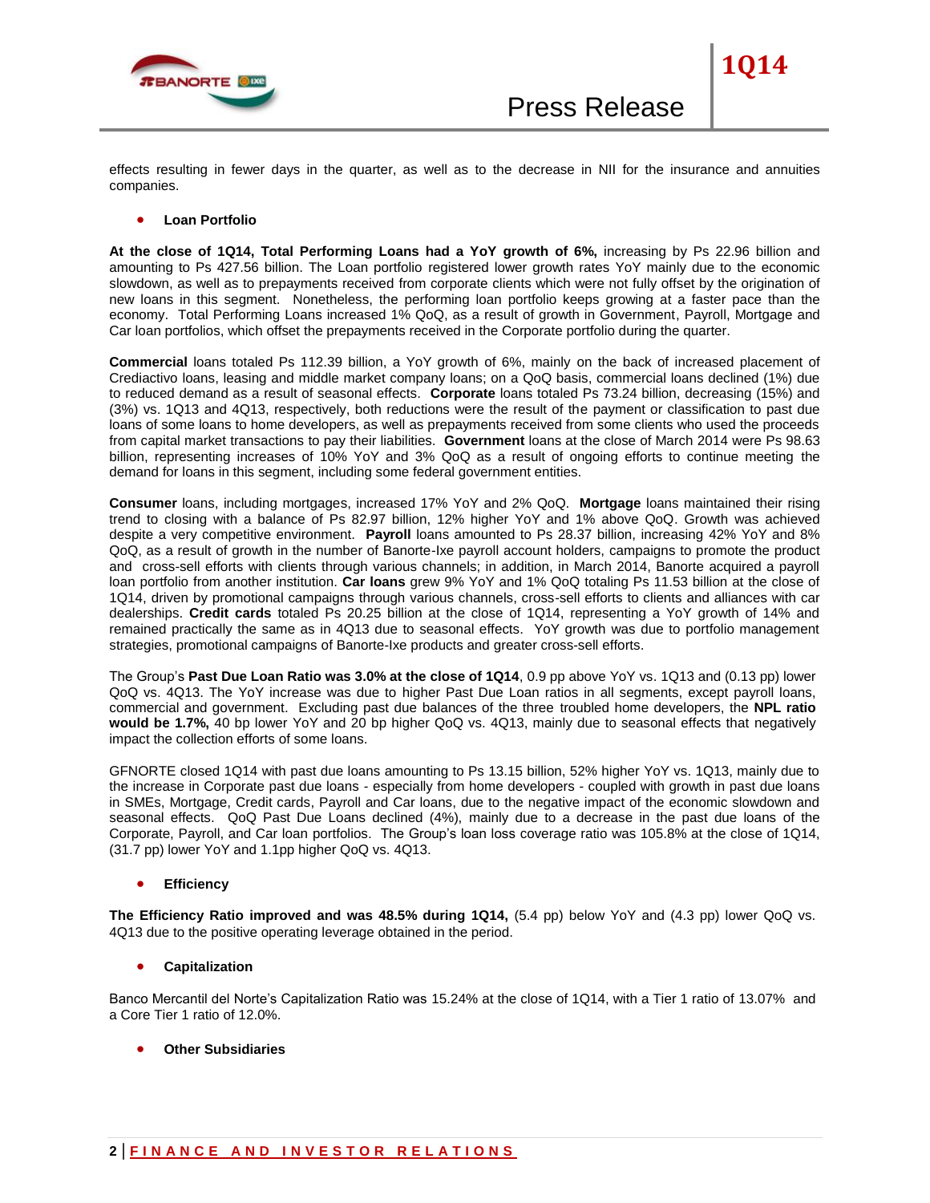effects resulting in fewer days in the quarter, as well as to the decrease in NII for the insurance and annuities companies.

- **Loan Portfolio**

**At the close of 1Q14, Total Performing Loans had a YoY growth of 6%,** increasing by Ps 22.96 billion and amounting to Ps 427.56 billion. The Loan portfolio registered lower growth rates YoY mainly due to the economic slowdown, as well as to prepayments received from corporate clients which were not fully offset by the origination of new loans in this segment. Nonetheless, the performing loan portfolio keeps growing at a faster pace than the economy. Total Performing Loans increased 1% QoQ, as a result of growth in Government, Payroll, Mortgage and Car loan portfolios, which offset the prepayments received in the Corporate portfolio during the quarter.

**Commercial** loans totaled Ps 112.39 billion, a YoY growth of 6%, mainly on the back of increased placement of Crediactivo loans, leasing and middle market company loans; on a QoQ basis, commercial loans declined (1%) due to reduced demand as a result of seasonal effects. **Corporate** loans totaled Ps 73.24 billion, decreasing (15%) and (3%) vs. 1Q13 and 4Q13, respectively, both reductions were the result of the payment or classification to past due loans of some loans to home developers, as well as prepayments received from some clients who used the proceeds from capital market transactions to pay their liabilities. **Government** loans at the close of March 2014 were Ps 98.63 billion, representing increases of 10% YoY and 3% QoQ as a result of ongoing efforts to continue meeting the demand for loans in this segment, including some federal government entities.

**Consumer** loans, including mortgages, increased 17% YoY and 2% QoQ. **Mortgage** loans maintained their rising trend to closing with a balance of Ps 82.97 billion, 12% higher YoY and 1% above QoQ. Growth was achieved despite a very competitive environment. **Payroll** loans amounted to Ps 28.37 billion, increasing 42% YoY and 8% QoQ, as a result of growth in the number of Banorte-Ixe payroll account holders, campaigns to promote the product and cross-sell efforts with clients through various channels; in addition, in March 2014, Banorte acquired a payroll loan portfolio from another institution. **Car loans** grew 9% YoY and 1% QoQ totaling Ps 11.53 billion at the close of 1Q14, driven by promotional campaigns through various channels, cross-sell efforts to clients and alliances with car dealerships. **Credit cards** totaled Ps 20.25 billion at the close of 1Q14, representing a YoY growth of 14% and remained practically the same as in 4Q13 due to seasonal effects. YoY growth was due to portfolio management strategies, promotional campaigns of Banorte-Ixe products and greater cross-sell efforts.

The Group's **Past Due Loan Ratio was 3.0% at the close of 1Q14**, 0.9 pp above YoY vs. 1Q13 and (0.13 pp) lower QoQ vs. 4Q13. The YoY increase was due to higher Past Due Loan ratios in all segments, except payroll loans, commercial and government. Excluding past due balances of the three troubled home developers, the **NPL ratio would be 1.7%,** 40 bp lower YoY and 20 bp higher QoQ vs. 4Q13, mainly due to seasonal effects that negatively impact the collection efforts of some loans.

GFNORTE closed 1Q14 with past due loans amounting to Ps 13.15 billion, 52% higher YoY vs. 1Q13, mainly due to the increase in Corporate past due loans - especially from home developers - coupled with growth in past due loans in SMEs, Mortgage, Credit cards, Payroll and Car loans, due to the negative impact of the economic slowdown and seasonal effects. QoQ Past Due Loans declined (4%), mainly due to a decrease in the past due loans of the Corporate, Payroll, and Car loan portfolios. The Group's loan loss coverage ratio was 105.8% at the close of 1Q14, (31.7 pp) lower YoY and 1.1pp higher QoQ vs. 4Q13.

- **Efficiency**

**The Efficiency Ratio improved and was 48.5% during 1Q14,** (5.4 pp) below YoY and (4.3 pp) lower QoQ vs. 4Q13 due to the positive operating leverage obtained in the period.

- **Capitalization**

Banco Mercantil del Norte's Capitalization Ratio was 15.24% at the close of 1Q14, with a Tier 1 ratio of 13.07% and a Core Tier 1 ratio of 12.0%.

- **Other Subsidiaries**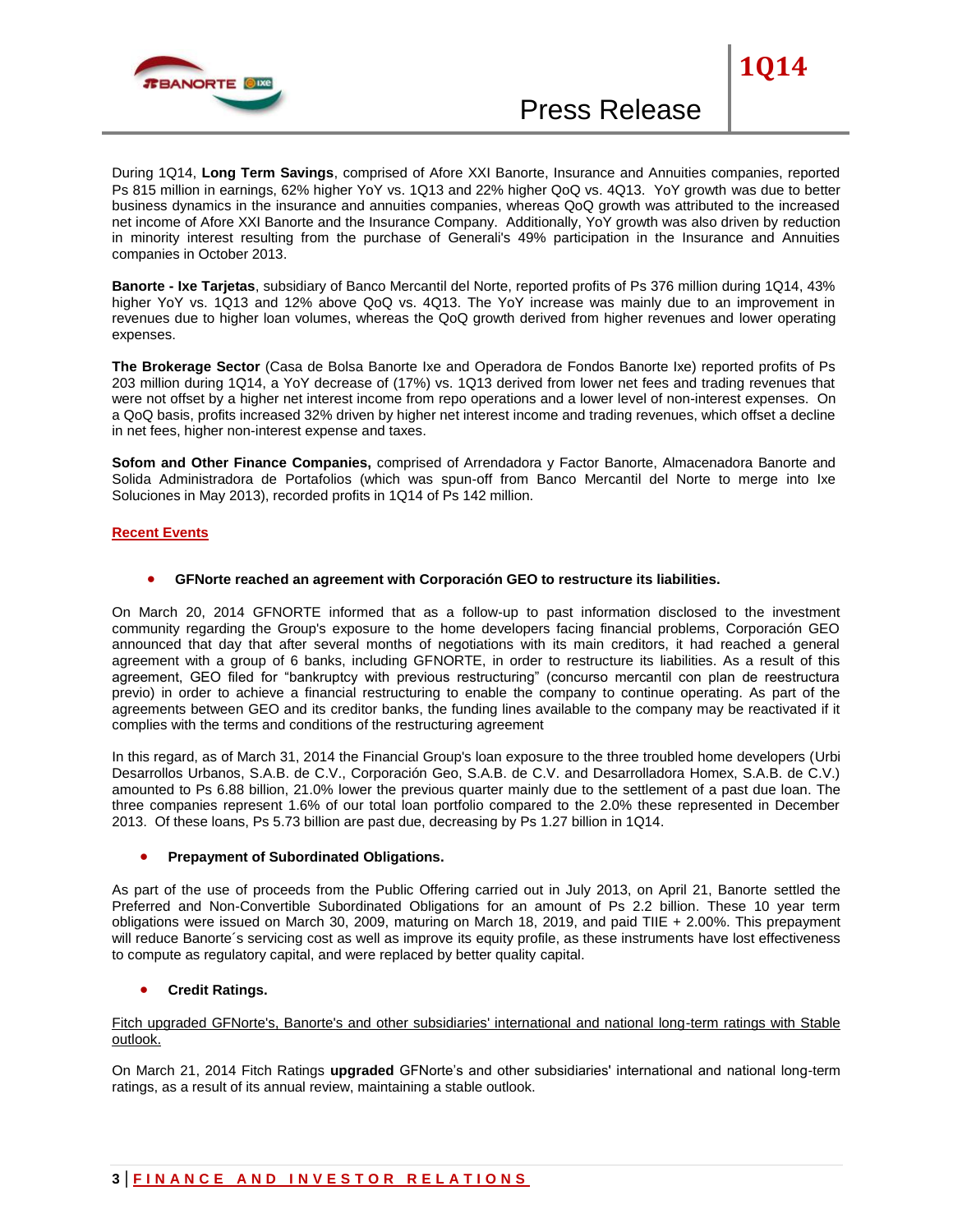During 1Q14, **Long Term Savings**, comprised of Afore XXI Banorte, Insurance and Annuities companies, reported Ps 815 million in earnings, 62% higher YoY vs. 1Q13 and 22% higher QoQ vs. 4Q13. YoY growth was due to better business dynamics in the insurance and annuities companies, whereas QoQ growth was attributed to the increased net income of Afore XXI Banorte and the Insurance Company. Additionally, YoY growth was also driven by reduction in minority interest resulting from the purchase of Generali's 49% participation in the Insurance and Annuities companies in October 2013.

**Banorte - Ixe Tarjetas**, subsidiary of Banco Mercantil del Norte, reported profits of Ps 376 million during 1Q14, 43% higher YoY vs. 1Q13 and 12% above QoQ vs. 4Q13. The YoY increase was mainly due to an improvement in revenues due to higher loan volumes, whereas the QoQ growth derived from higher revenues and lower operating expenses.

**The Brokerage Sector** (Casa de Bolsa Banorte Ixe and Operadora de Fondos Banorte Ixe) reported profits of Ps 203 million during 1Q14, a YoY decrease of (17%) vs. 1Q13 derived from lower net fees and trading revenues that were not offset by a higher net interest income from repo operations and a lower level of non-interest expenses. On a QoQ basis, profits increased 32% driven by higher net interest income and trading revenues, which offset a decline in net fees, higher non-interest expense and taxes.

**Sofom and Other Finance Companies,** comprised of Arrendadora y Factor Banorte, Almacenadora Banorte and Solida Administradora de Portafolios (which was spun-off from Banco Mercantil del Norte to merge into Ixe Soluciones in May 2013), recorded profits in 1Q14 of Ps 142 million.

## Recent Events

- **GFNorte reached an agreement with Corporación GEO to restructure its liabilities.**

On March 20, 2014 GFNORTE informed that as a follow-up to past information disclosed to the investment community regarding the Group's exposure to the home developers facing financial problems, Corporación GEO announced that day that after several months of negotiations with its main creditors, it had reached a general agreement with a group of 6 banks, including GFNORTE, in order to restructure its liabilities. As a result of this agreement, GEO filed for "bankruptcy with previous restructuring" (concurso mercantil con plan de reestructura previo) in order to achieve a financial restructuring to enable the company to continue operating. As part of the agreements between GEO and its creditor banks, the funding lines available to the company may be reactivated if it complies with the terms and conditions of the restructuring agreement

In this regard, as of March 31, 2014 the Financial Group's loan exposure to the three troubled home developers (Urbi Desarrollos Urbanos, S.A.B. de C.V., Corporación Geo, S.A.B. de C.V. and Desarrolladora Homex, S.A.B. de C.V.) amounted to Ps 6.88 billion, 21.0% lower the previous quarter mainly due to the settlement of a past due loan. The three companies represent 1.6% of our total loan portfolio compared to the 2.0% these represented in December 2013. Of these loans, Ps 5.73 billion are past due, decreasing by Ps 1.27 billion in 1Q14.

- **Prepayment of Subordinated Obligations.**

As part of the use of proceeds from the Public Offering carried out in July 2013, on April 21, Banorte settled the Preferred and Non-Convertible Subordinated Obligations for an amount of Ps 2.2 billion. These 10 year term obligations were issued on March 30, 2009, maturing on March 18, 2019, and paid TIIE + 2.00%. This prepayment will reduce Banorte´s servicing cost as well as improve its equity profile, as these instruments have lost effectiveness to compute as regulatory capital, and were replaced by better quality capital.

- **Credit Ratings.**

Fitch upgraded GFNorte's, Banorte's and other subsidiaries' international and national long-term ratings with Stable outlook.

On March 21, 2014 Fitch Ratings **upgraded** GFNorte's and other subsidiaries' international and national long-term ratings, as a result of its annual review, maintaining a stable outlook.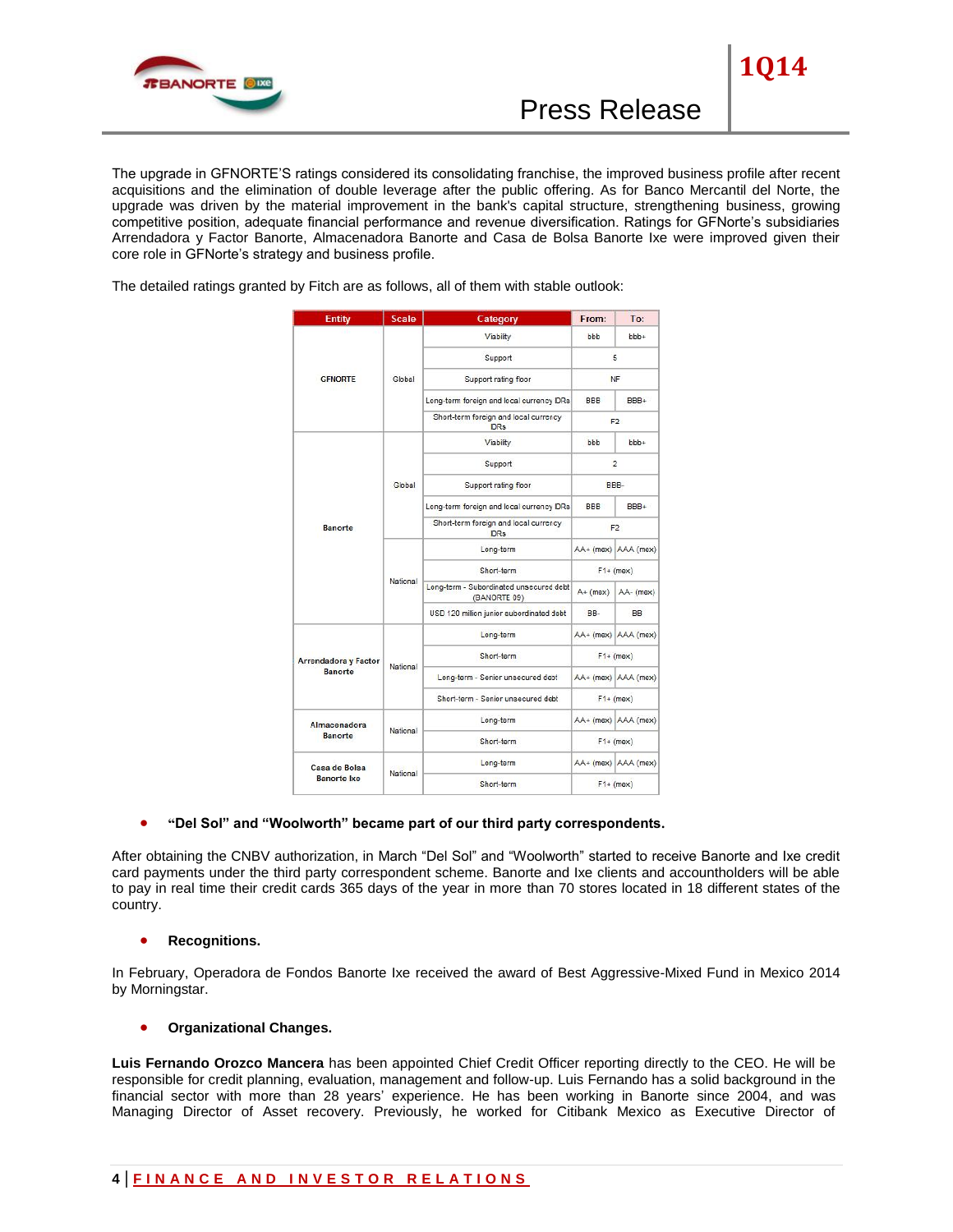The upgrade in GFNORTE'S ratings considered its consolidating franchise, the improved business profile after recent acquisitions and the elimination of double leverage after the public offering. As for Banco Mercantil del Norte, the upgrade was driven by the material improvement in the bank's capital structure, strengthening business, growing competitive position, adequate financial performance and revenue diversification. Ratings for GFNorte's subsidiaries Arrendadora y Factor Banorte, Almacenadora Banorte and Casa de Bolsa Banorte Ixe were improved given their core role in GFNorte's strategy and business profile.

The detailed ratings granted by Fitch are as follows, all of them with stable outlook:

| Entity | Scale | Category | From: | To: |
|---|---|---|---|---|
| GFNORTE | Global | Viability | bbb | bbb+ |
| | | Support | 5 | |
| | | Support rating floor | NF | |
| | | Long-term foreign and local currency IDRs | BBB | BBB+ |
| | | Short-term foreign and local currency IDRs | F2 | |
| Banorte | Global | Viability | bbb | bbb+ |
| | | Support | 2 | |
| | | Support rating floor | BBB- | |
| | | Long-term foreign and local currency IDRs | BBB | BBB+ |
| | | Short-term foreign and local currency IDRs | F2 | |
| | National | Long-term | AA+ (mex) | AAA (mex) |
| | | Short-term | F1+ (mex) | |
| | | Long-term - Subordinated unsecured debt (BANORTE 09) | A+ (mex) | AA- (mex) |
| | | USD 120 million junior subordinated debt | BB- | BB |
| Arrendadora y Factor Banorte | National | Long-term | AA+ (mex) | AAA (mex) |
| | | Short-term | F1+ (mex) | |
| | | Long-term - Senior unsecured debt | AA+ (mex) | AAA (mex) |
| | | Short-term - Senior unsecured debt | F1+ (mex) | |
| Almacenadora Banorte | National | Long-term | AA+ (mex) | AAA (mex) |
| | | Short-term | F1+ (mex) | |
| Casa de Bolsa Banorte Ixe | National | Long-term | AA+ (mex) | AAA (mex) |
| | | Short-term | F1+ (mex) | |

- **"Del Sol" and "Woolworth" became part of our third party correspondents.**

After obtaining the CNBV authorization, in March "Del Sol" and "Woolworth" started to receive Banorte and Ixe credit card payments under the third party correspondent scheme. Banorte and Ixe clients and accountholders will be able to pay in real time their credit cards 365 days of the year in more than 70 stores located in 18 different states of the country.

- **Recognitions.**

In February, Operadora de Fondos Banorte Ixe received the award of Best Aggressive-Mixed Fund in Mexico 2014 by Morningstar.

- **Organizational Changes.**

**Luis Fernando Orozco Mancera** has been appointed Chief Credit Officer reporting directly to the CEO. He will be responsible for credit planning, evaluation, management and follow-up. Luis Fernando has a solid background in the financial sector with more than 28 years' experience. He has been working in Banorte since 2004, and was Managing Director of Asset recovery. Previously, he worked for Citibank Mexico as Executive Director of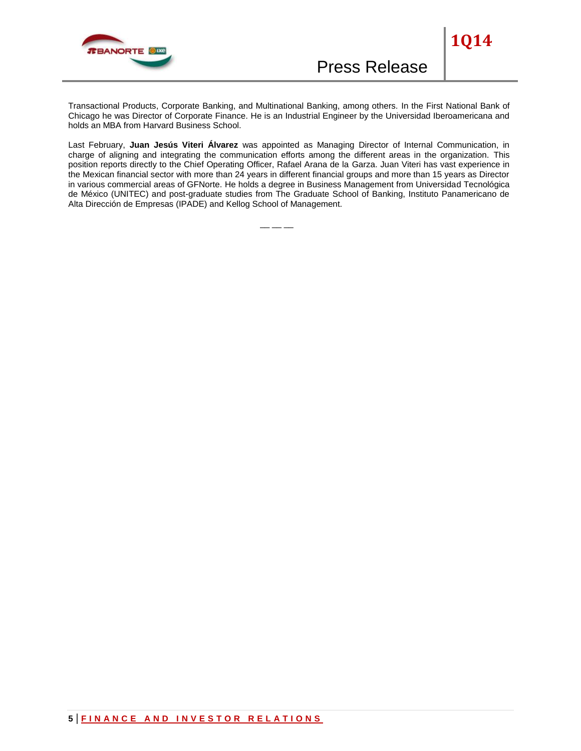Transactional Products, Corporate Banking, and Multinational Banking, among others. In the First National Bank of Chicago he was Director of Corporate Finance. He is an Industrial Engineer by the Universidad Iberoamericana and holds an MBA from Harvard Business School.

Last February, **Juan Jesús Viteri Álvarez** was appointed as Managing Director of Internal Communication, in charge of aligning and integrating the communication efforts among the different areas in the organization. This position reports directly to the Chief Operating Officer, Rafael Arana de la Garza. Juan Viteri has vast experience in the Mexican financial sector with more than 24 years in different financial groups and more than 15 years as Director in various commercial areas of GFNorte. He holds a degree in Business Management from Universidad Tecnológica de México (UNITEC) and post-graduate studies from The Graduate School of Banking, Instituto Panamericano de Alta Dirección de Empresas (IPADE) and Kellog School of Management.

— — —